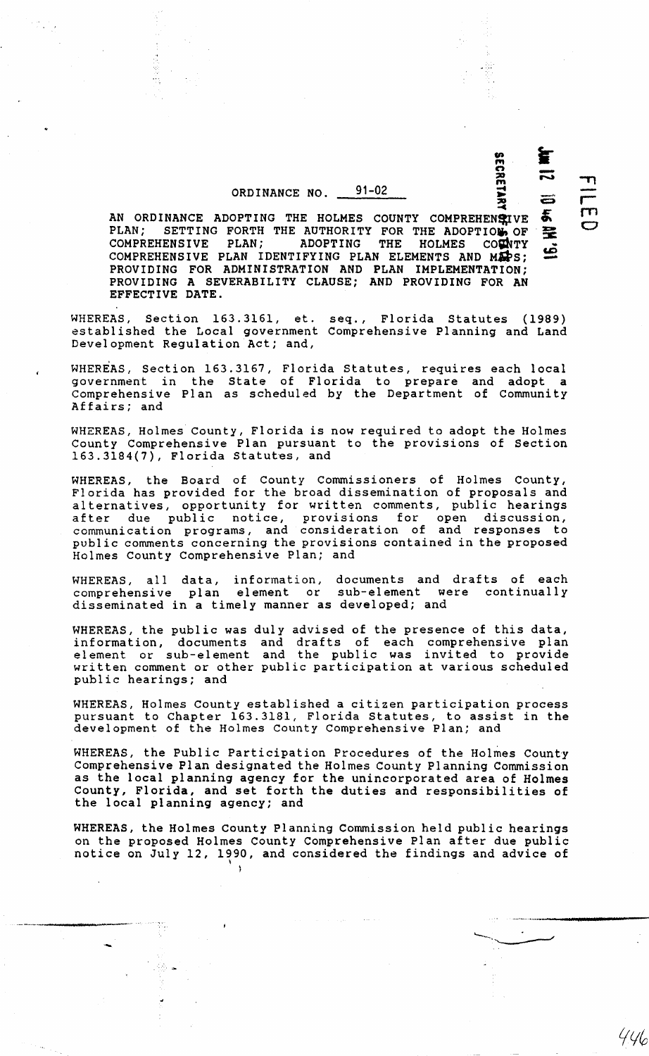ORDINANCE NO. 91-02

AN ORDINANCE ADOPTING THE HOLMES COUNTY COMPREHENSIVE PLAN; SETTING FORTH THE AUTHORITY FOR THE ADOPTION OF COMPREHENSIVE PLAN; ADOPTING THE HOLMES COUNTY COMPREHENSIVE PLAN IDENTIFYING PLAN ELEMENTS AND MAPS; PROVIDING FOR ADMINISTRATION AND PLAN IMPLEMENTATION; PROVIDING A SEVERABILITY CLAUSE; AND PROVIDING FOR AN EFFECTIVE DATE.

WHEREAS, Section 163.3161, et. seq., Florida Statutes (1989) established the Local government Comprehensive Planning and Land Development Regulation Act; and,

WHEREAS, Section 163.3167, Florida Statutes, requires each local government in the State of Florida to prepare and adopt a Comprehensive Plan as scheduled by the Department of Community Affairs; and

WHEREAS, Holmes County, Florida is now required to adopt the Holmes County Comprehensive Plan pursuant to the provisions of Section 163.3184(7), Florida Statutes, and

WHEREAS, the Board of County Commissioners of Holmes County, Florida has provided for the broad dissemination of proposals and alternatives, opportunity for written comments, public hearings after due public notice, provisions for open discussion, communication programs, and consideration of and responses to public comments concerning the provisions contained in the proposed Holmes County Comprehensive Plan; and

WHEREAS, all data, information, documents and drafts of each comprehensive plan element or sub-element were continually disseminated in a timely manner as developed; and

WHEREAS, the public was duly advised of the presence of this data, information, documents and drafts of each comprehensive plan element or sub-element and the public was invited to provide written comment or other public participation at various scheduled public hearings; and

WHEREAS, Holmes County established a citizen participation process pursuant to Chapter 163.3181, Florida Statutes, to assist in the development of the Holmes County Comprehensive Plan; and

WHEREAS, the Public Participation Procedures of the Holmes County Comprehensive Plan designated the Holmes County Planning Commission as the local planning agency for the unincorporated area of Holmes County, Florida, and set forth the duties and responsibilities of the local planning agency; and

WHEREAS, the Holmes County Planning Commission held public hearings on the proposed Holmes County Comprehensive Plan after due public notice on July 12, 1990, and considered the findings and advice of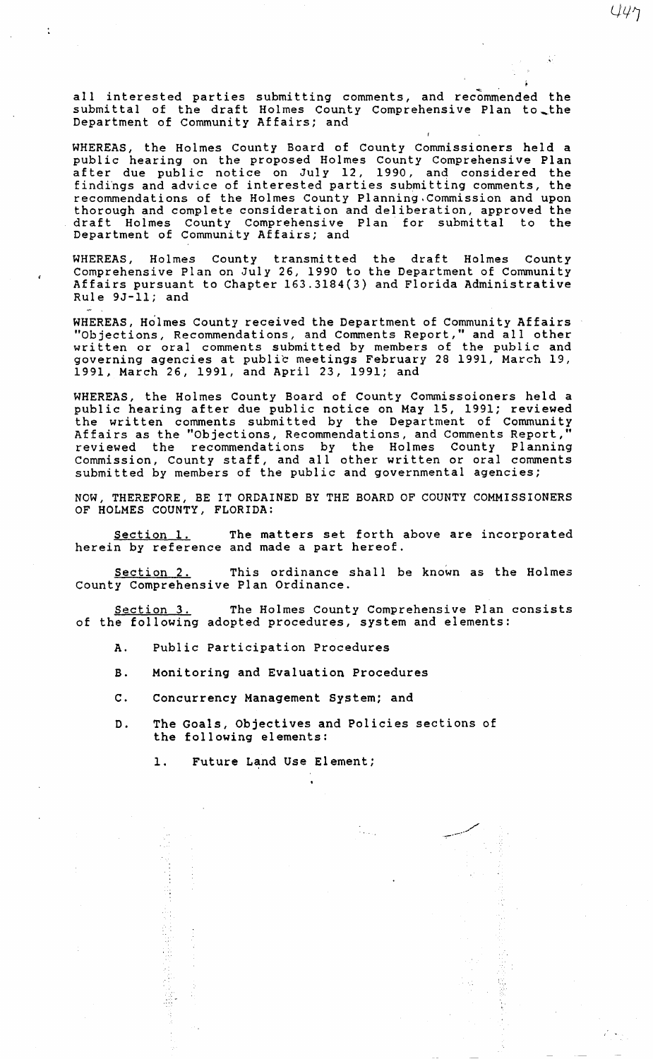all interested parties submitting comments, and recommended the submittal of the draft Holmes County Comprehensive Plan to the Department of Community Affairs; and

WHEREAS, the Holmes County Board of County Commissioners held a public hearing on the proposed Holmes County Comprehensive Plan after due public notice on July 12, 1990, and considered the findings and advice of interested parties submitting comments, the recommendations of the Holmes County Planning Commission and upon thorough and complete consideration and deliberation, approved the draft Holmes County Comprehensive Plan for submittal to the Department of Community Affairs; and

WHEREAS, Holmes County transmitted the draft Holmes County Comprehensive Plan on July 26, 1990 to the Department of Community Affairs pursuant to Chapter 163.3184(3) and Florida Administrative Rule 9J-11; and

WHEREAS, Holmes County received the Department of Community Affairs "Objections, Recommendations, and Comments Report," and all other written or oral comments submitted by members of the public and governing agencies at public meetings February 28 1991, March 19, 1991, March 26, 1991, and April 23, 1991; and

WHEREAS, the Holmes County Board of County Commissoioners held a public hearing after due public notice on May 15, 1991; reviewed the written comments submitted by the Department of Community Affairs as the "Objections, Recommendations, and Comments Report," reviewed the recommendations by the Holmes County Planning Commission, County staff, and all other written or oral comments submitted by members of the public and governmental agencies;

NOW, THEREFORE, BE IT ORDAINED BY THE BOARD OF COUNTY COMMISSIONERS OF HOLMES COUNTY, FLORIDA:

Section 1. The matters set forth above are incorporated herein by reference and made a part hereof.

Section 2. This ordinance shall be known as the Holmes County Comprehensive Plan Ordinance.

Section 3. The Holmes County Comprehensive Plan consists of the following adopted procedures, system and elements:

A. Public Participation Procedures

B. Monitoring and Evaluation Procedures

C. Concurrency Management System; and

D. The Goals, Objectives and Policies sections of the following elements:

1. Future Land Use Element;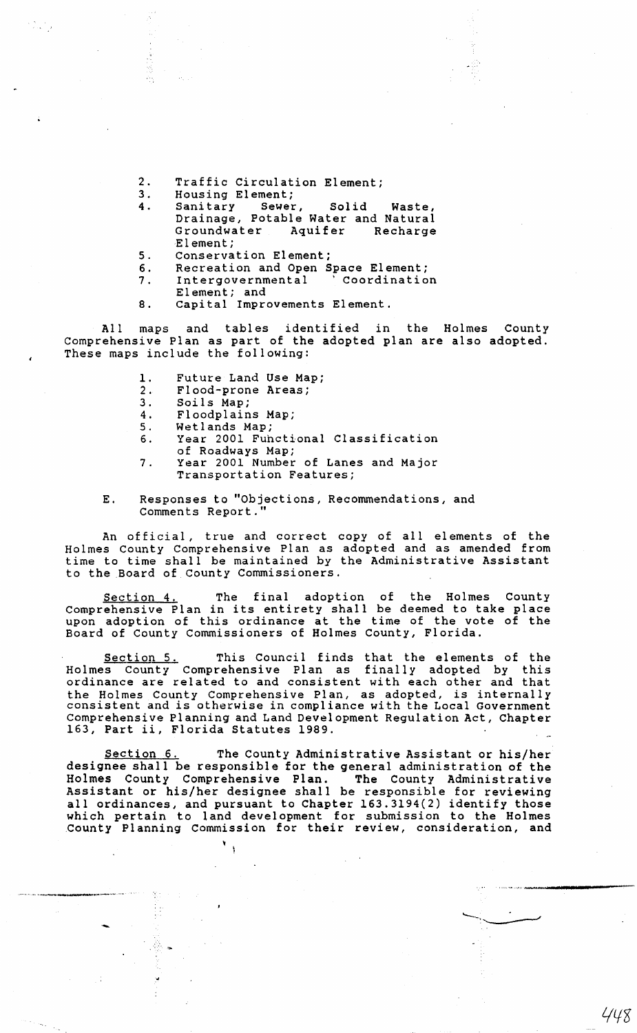2. Traffic Circulation Element;
3. Housing Element;
4. Sanitary Sewer, Solid Waste, Drainage, Potable Water and Natural Groundwater Aquifer Recharge Element;
5. Conservation Element;
6. Recreation and Open Space Element;
7. Intergovernmental Coordination Element; and
8. Capital Improvements Element.

All maps and tables identified in the Holmes County Comprehensive Plan as part of the adopted plan are also adopted. These maps include the following:

1. Future Land Use Map;
2. Flood-prone Areas;
3. Soils Map;
4. Floodplains Map;
5. Wetlands Map;
6. Year 2001 Functional Classification of Roadways Map;
7. Year 2001 Number of Lanes and Major Transportation Features;

E. Responses to "Objections, Recommendations, and Comments Report."

An official, true and correct copy of all elements of the Holmes County Comprehensive Plan as adopted and as amended from time to time shall be maintained by the Administrative Assistant to the Board of County Commissioners.

Section 4. The final adoption of the Holmes County Comprehensive Plan in its entirety shall be deemed to take place upon adoption of this ordinance at the time of the vote of the Board of County Commissioners of Holmes County, Florida.

Section 5. This Council finds that the elements of the Holmes County Comprehensive Plan as finally adopted by this ordinance are related to and consistent with each other and that the Holmes County Comprehensive Plan, as adopted, is internally consistent and is otherwise in compliance with the Local Government Comprehensive Planning and Land Development Regulation Act, Chapter 163, Part ii, Florida Statutes 1989.

Section 6. The County Administrative Assistant or his/her designee shall be responsible for the general administration of the Holmes County Comprehensive Plan. The County Administrative Assistant or his/her designee shall be responsible for reviewing all ordinances, and pursuant to Chapter 163.3194(2) identify those which pertain to land development for submission to the Holmes County Planning Commission for their review, consideration, and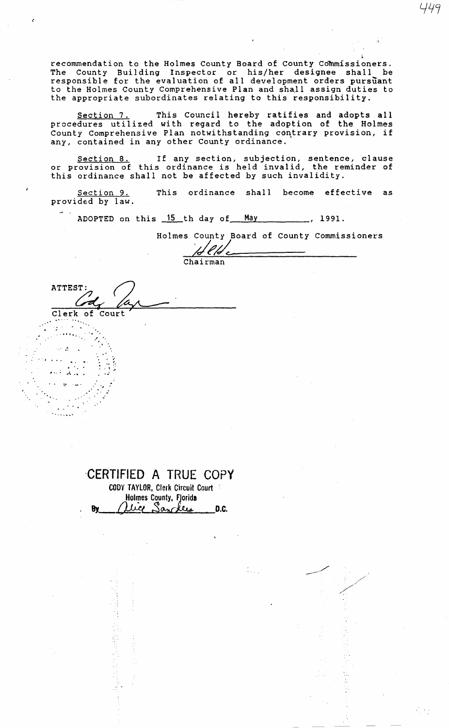recommendation to the Holmes County Board of County Commissioners. The County Building Inspector or his/her designee shall be responsible for the evaluation of all development orders pursuant to the Holmes County Comprehensive Plan and shall assign duties to the appropriate subordinates relating to this responsibility.

Section 7. This Council hereby ratifies and adopts all procedures utilized with regard to the adoption of the Holmes County Comprehensive Plan notwithstanding contrary provision, if any, contained in any other County ordinance.

Section 8. If any section, subjection, sentence, clause or provision of this ordinance is held invalid, the reminder of this ordinance shall not be affected by such invalidity.

Section 9. This ordinance shall become effective as provided by law.

ADOPTED on this 15th day of May, 1991.

Holmes County Board of County Commissioners

Chairman

ATTEST:

Clerk of Court

CERTIFIED A TRUE COPY
CODY TAYLOR, Clerk Circuit Court
Holmes County, Florida
By ________ D.C.